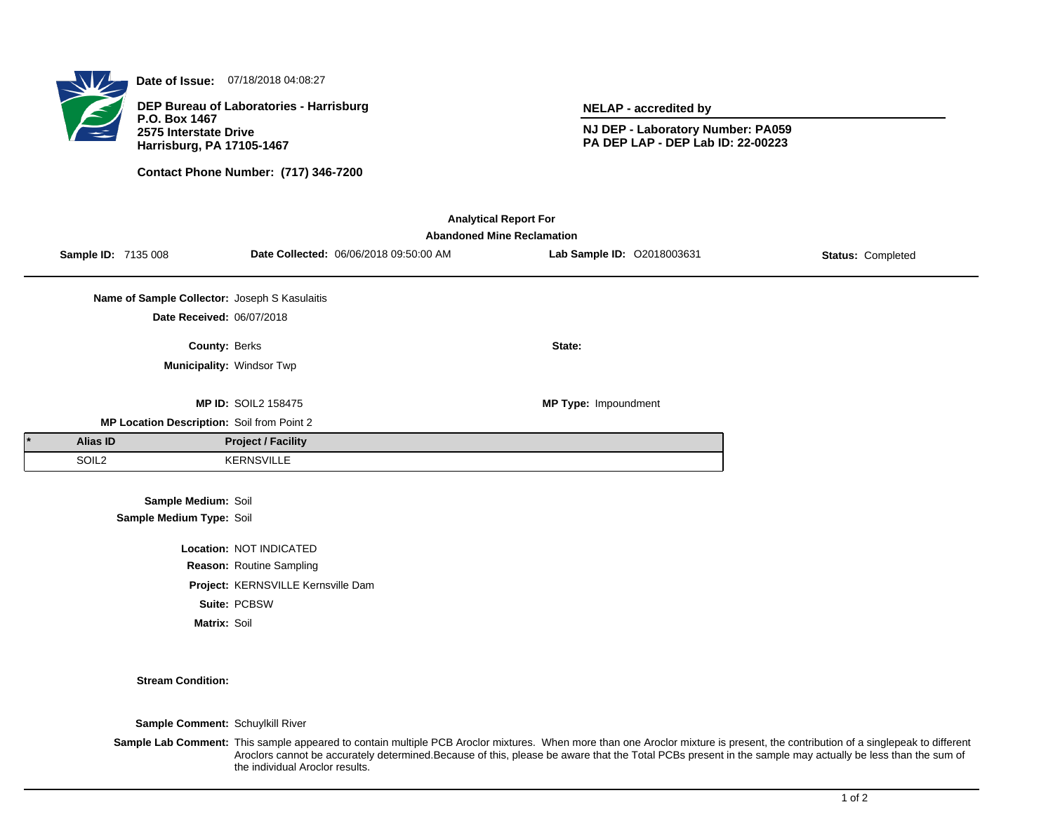**Date of Issue:** 07/18/2018 04:08:27

**DEP Bureau of Laboratories - Harrisburg**
**P.O. Box 1467**
**2575 Interstate Drive**
**Harrisburg, PA 17105-1467**

**Contact Phone Number: (717) 346-7200**

**NELAP - accredited by**

**NJ DEP - Laboratory Number: PA059**
**PA DEP LAP - DEP Lab ID: 22-00223**

**Analytical Report For**
**Abandoned Mine Reclamation**

**Sample ID:** 7135 008 **Date Collected:** 06/06/2018 09:50:00 AM **Lab Sample ID:** O2018003631 **Status:** Completed

**Name of Sample Collector:** Joseph S Kasulaitis
**Date Received:** 06/07/2018

**County:** Berks **State:**
**Municipality:** Windsor Twp

**MP ID:** SOIL2 158475 **MP Type:** Impoundment
**MP Location Description:** Soil from Point 2

| * | Alias ID | Project / Facility |
|---|---|---|
| | SOIL2 | KERNSVILLE |

**Sample Medium:** Soil
**Sample Medium Type:** Soil

**Location:** NOT INDICATED
**Reason:** Routine Sampling
**Project:** KERNSVILLE Kernsville Dam
**Suite:** PCBSW
**Matrix:** Soil

**Stream Condition:**

**Sample Comment:** Schuylkill River

**Sample Lab Comment:** This sample appeared to contain multiple PCB Aroclor mixtures. When more than one Aroclor mixture is present, the contribution of a singlepeak to different Aroclors cannot be accurately determined.Because of this, please be aware that the Total PCBs present in the sample may actually be less than the sum of the individual Aroclor results.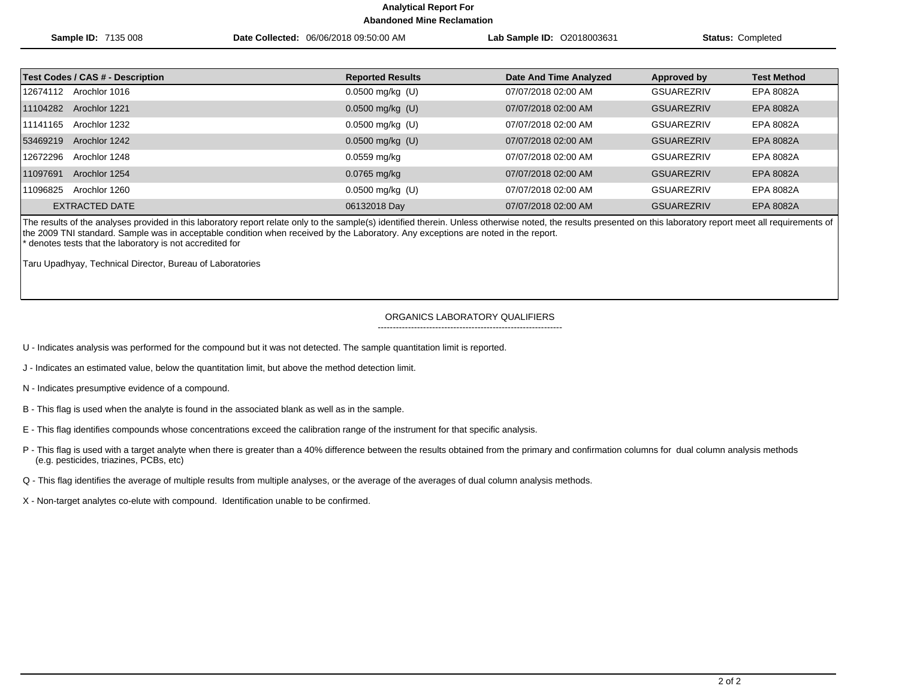**Analytical Report For**
**Abandoned Mine Reclamation**

**Sample ID:** 7135 008 **Date Collected:** 06/06/2018 09:50:00 AM **Lab Sample ID:** O2018003631 **Status:** Completed

| Test Codes / CAS # - Description | Reported Results | Date And Time Analyzed | Approved by | Test Method |
|---|---|---|---|---|
| 12674112 Arochlor 1016 | 0.0500 mg/kg (U) | 07/07/2018 02:00 AM | GSUAREZRIV | EPA 8082A |
| 11104282 Arochlor 1221 | 0.0500 mg/kg (U) | 07/07/2018 02:00 AM | GSUAREZRIV | EPA 8082A |
| 11141165 Arochlor 1232 | 0.0500 mg/kg (U) | 07/07/2018 02:00 AM | GSUAREZRIV | EPA 8082A |
| 53469219 Arochlor 1242 | 0.0500 mg/kg (U) | 07/07/2018 02:00 AM | GSUAREZRIV | EPA 8082A |
| 12672296 Arochlor 1248 | 0.0559 mg/kg | 07/07/2018 02:00 AM | GSUAREZRIV | EPA 8082A |
| 11097691 Arochlor 1254 | 0.0765 mg/kg | 07/07/2018 02:00 AM | GSUAREZRIV | EPA 8082A |
| 11096825 Arochlor 1260 | 0.0500 mg/kg (U) | 07/07/2018 02:00 AM | GSUAREZRIV | EPA 8082A |
| EXTRACTED DATE | 06132018 Day | 07/07/2018 02:00 AM | GSUAREZRIV | EPA 8082A |

The results of the analyses provided in this laboratory report relate only to the sample(s) identified therein. Unless otherwise noted, the results presented on this laboratory report meet all requirements of the 2009 TNI standard. Sample was in acceptable condition when received by the Laboratory. Any exceptions are noted in the report.
* denotes tests that the laboratory is not accredited for

Taru Upadhyay, Technical Director, Bureau of Laboratories

## ORGANICS LABORATORY QUALIFIERS

U - Indicates analysis was performed for the compound but it was not detected. The sample quantitation limit is reported.

J - Indicates an estimated value, below the quantitation limit, but above the method detection limit.

N - Indicates presumptive evidence of a compound.

B - This flag is used when the analyte is found in the associated blank as well as in the sample.

E - This flag identifies compounds whose concentrations exceed the calibration range of the instrument for that specific analysis.

P - This flag is used with a target analyte when there is greater than a 40% difference between the results obtained from the primary and confirmation columns for dual column analysis methods (e.g. pesticides, triazines, PCBs, etc)

Q - This flag identifies the average of multiple results from multiple analyses, or the average of the averages of dual column analysis methods.

X - Non-target analytes co-elute with compound. Identification unable to be confirmed.